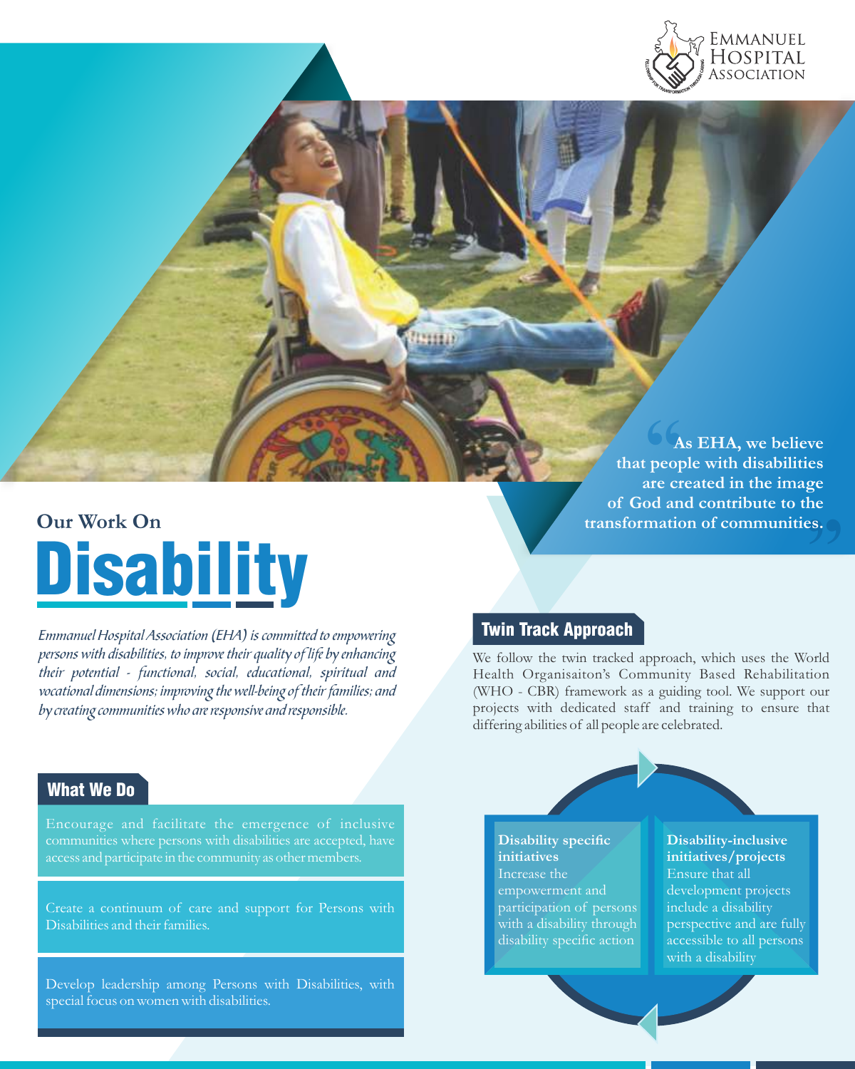Emmanuel Hospital Association

> As EHA, we believe that people with disabilities are created in the image of God and contribute to the transformation of communities.

## Our Work On

# Disability

*Emmanuel Hospital Association (EHA) is committed to empowering persons with disabilities, to improve their quality of life by enhancing their potential - functional, social, educational, spiritual and vocational dimensions; improving the well-being of their families; and by creating communities who are responsive and responsible.*

### Twin Track Approach

We follow the twin tracked approach, which uses the World Health Organisaiton's Community Based Rehabilitation (WHO - CBR) framework as a guiding tool. We support our projects with dedicated staff and training to ensure that differing abilities of all people are celebrated.

**Disability specific initiatives**
Increase the empowerment and participation of persons with a disability through disability specific action

**Disability-inclusive initiatives/projects**
Ensure that all development projects include a disability perspective and are fully accessible to all persons with a disability

### What We Do

Encourage and facilitate the emergence of inclusive communities where persons with disabilities are accepted, have access and participate in the community as other members.

Create a continuum of care and support for Persons with Disabilities and their families.

Develop leadership among Persons with Disabilities, with special focus on women with disabilities.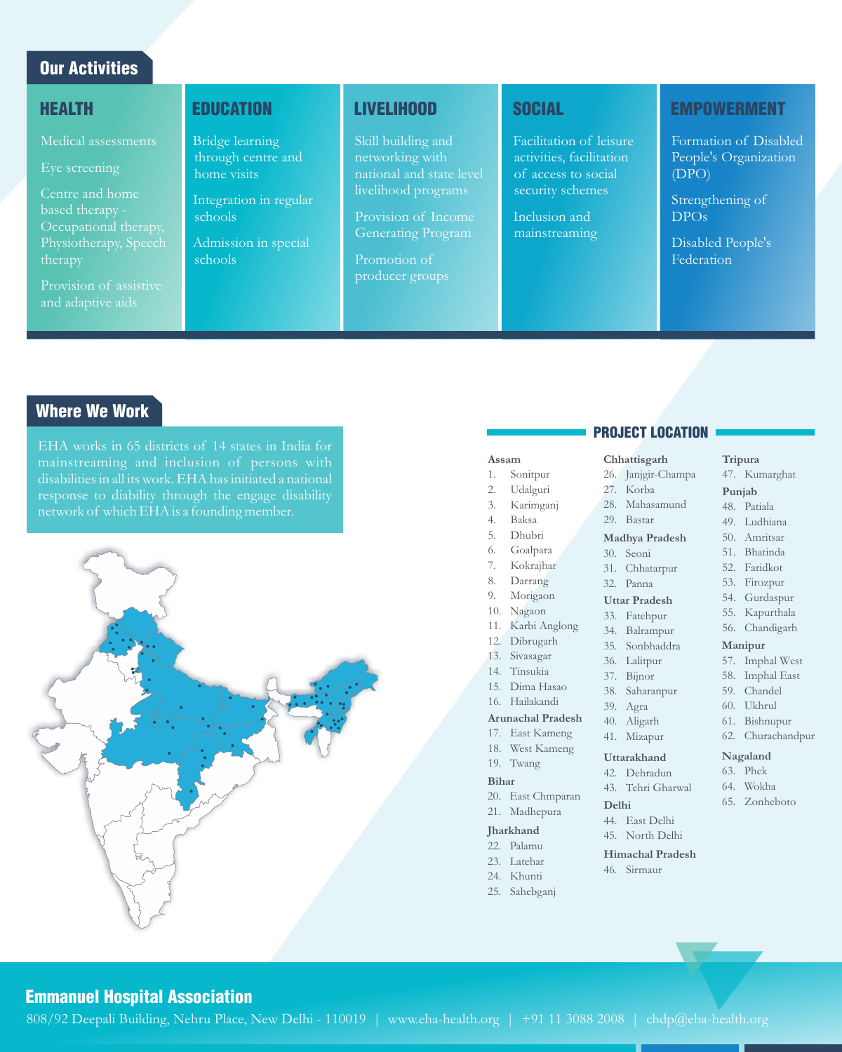## Our Activities

### HEALTH

Medical assessments

Eye screening

Centre and home based therapy - Occupational therapy, Physiotherapy, Speech therapy

Provision of assistive and adaptive aids

### EDUCATION

Bridge learning through centre and home visits

Integration in regular schools

Admission in special schools

### LIVELIHOOD

Skill building and networking with national and state level livelihood programs

Provision of Income Generating Program

Promotion of producer groups

### SOCIAL

Facilitation of leisure activities, facilitation of access to social security schemes

Inclusion and mainstreaming

### EMPOWERMENT

Formation of Disabled People's Organization (DPO)

Strengthening of DPOs

Disabled People's Federation

## Where We Work

EHA works in 65 districts of 14 states in India for mainstreaming and inclusion of persons with disabilities in all its work. EHA has initiated a national response to diability through the engage disability network of which EHA is a founding member.

### PROJECT LOCATION

**Assam**
1. Sonitpur
2. Udalguri
3. Karimganj
4. Baksa
5. Dhubri
6. Goalpara
7. Kokrajhar
8. Darrang
9. Morigaon
10. Nagaon
11. Karbi Anglong
12. Dibrugarh
13. Sivasagar
14. Tinsukia
15. Dima Hasao
16. Hailakandi

**Arunachal Pradesh**
17. East Kameng
18. West Kameng
19. Twang

**Bihar**
20. East Chmparan
21. Madhepura

**Jharkhand**
22. Palamu
23. Latehar
24. Khunti
25. Sahebganj

**Chhattisgarh**
26. Janjgir-Champa
27. Korba
28. Mahasamund
29. Bastar

**Madhya Pradesh**
30. Seoni
31. Chhatarpur
32. Panna

**Uttar Pradesh**
33. Fatehpur
34. Balrampur
35. Sonbhaddra
36. Lalitpur
37. Bijnor
38. Saharanpur
39. Agra
40. Aligarh
41. Mizapur

**Uttarakhand**
42. Dehradun
43. Tehri Gharwal

**Delhi**
44. East Delhi
45. North Delhi

**Himachal Pradesh**
46. Sirmaur

**Tripura**
47. Kumarghat

**Punjab**
48. Patiala
49. Ludhiana
50. Amritsar
51. Bhatinda
52. Faridkot
53. Firozpur
54. Gurdaspur
55. Kapurthala
56. Chandigarh

**Manipur**
57. Imphal West
58. Imphal East
59. Chandel
60. Ukhrul
61. Bishnupur
62. Churachandpur

**Nagaland**
63. Phek
64. Wokha
65. Zonheboto

## Emmanuel Hospital Association

808/92 Deepali Building, Nehru Place, New Delhi - 110019 | www.eha-health.org | +91 11 3088 2008 | chdp@eha-health.org